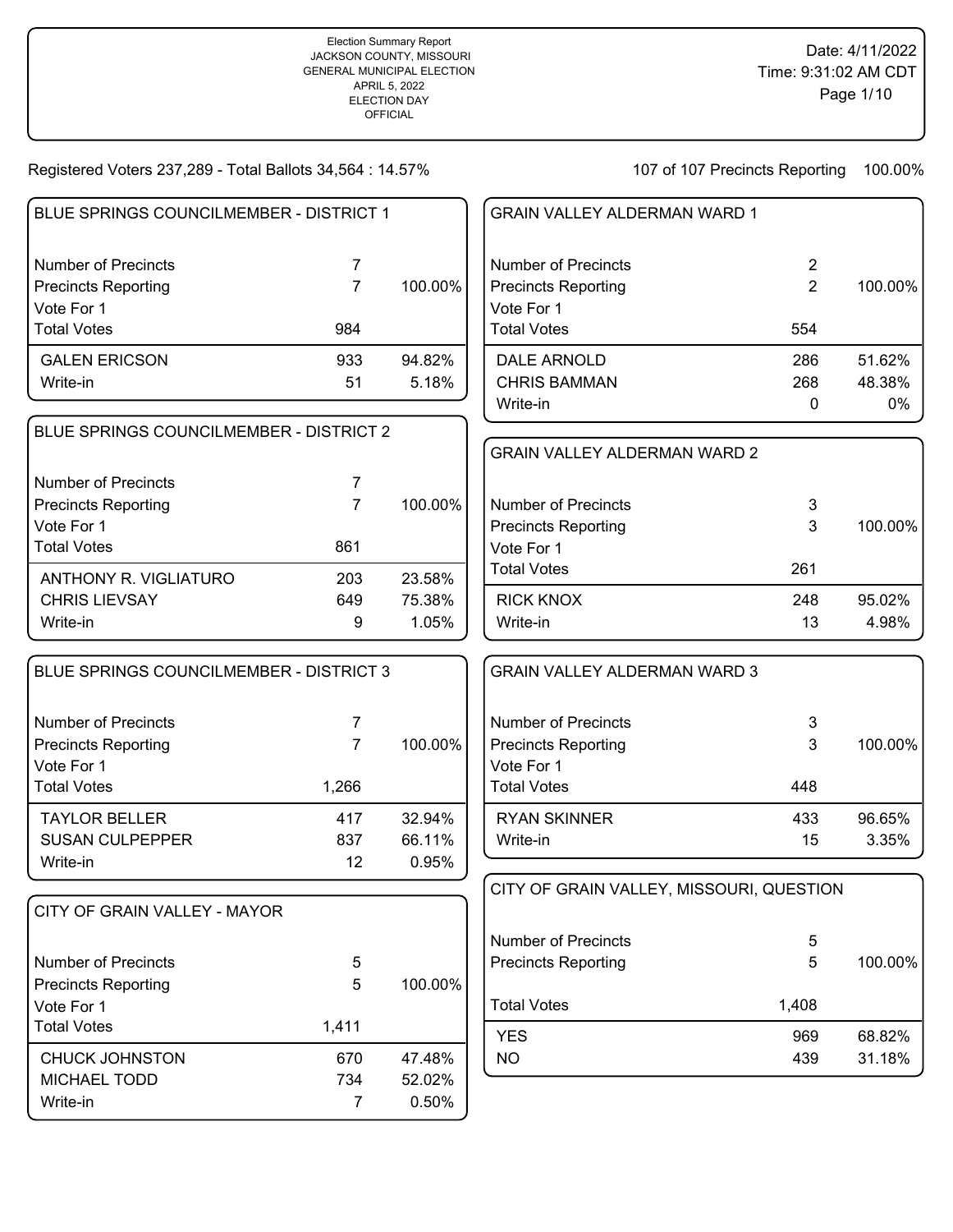Election Summary Report
JACKSON COUNTY, MISSOURI
GENERAL MUNICIPAL ELECTION
APRIL 5, 2022
ELECTION DAY
OFFICIAL

Date: 4/11/2022
Time: 9:31:02 AM CDT

Registered Voters 237,289 - Total Ballots 34,564 : 14.57%

107 of 107 Precincts Reporting 100.00%

## BLUE SPRINGS COUNCILMEMBER - DISTRICT 1

| | | |
|---|---|---|
| Number of Precincts | 7 | |
| Precincts Reporting | 7 | 100.00% |
| Vote For 1 | | |
| Total Votes | 984 | |
| GALEN ERICSON | 933 | 94.82% |
| Write-in | 51 | 5.18% |

## BLUE SPRINGS COUNCILMEMBER - DISTRICT 2

| | | |
|---|---|---|
| Number of Precincts | 7 | |
| Precincts Reporting | 7 | 100.00% |
| Vote For 1 | | |
| Total Votes | 861 | |
| ANTHONY R. VIGLIATURO | 203 | 23.58% |
| CHRIS LIEVSAY | 649 | 75.38% |
| Write-in | 9 | 1.05% |

## BLUE SPRINGS COUNCILMEMBER - DISTRICT 3

| | | |
|---|---|---|
| Number of Precincts | 7 | |
| Precincts Reporting | 7 | 100.00% |
| Vote For 1 | | |
| Total Votes | 1,266 | |
| TAYLOR BELLER | 417 | 32.94% |
| SUSAN CULPEPPER | 837 | 66.11% |
| Write-in | 12 | 0.95% |

## CITY OF GRAIN VALLEY - MAYOR

| | | |
|---|---|---|
| Number of Precincts | 5 | |
| Precincts Reporting | 5 | 100.00% |
| Vote For 1 | | |
| Total Votes | 1,411 | |
| CHUCK JOHNSTON | 670 | 47.48% |
| MICHAEL TODD | 734 | 52.02% |
| Write-in | 7 | 0.50% |

## GRAIN VALLEY ALDERMAN WARD 1

| | | |
|---|---|---|
| Number of Precincts | 2 | |
| Precincts Reporting | 2 | 100.00% |
| Vote For 1 | | |
| Total Votes | 554 | |
| DALE ARNOLD | 286 | 51.62% |
| CHRIS BAMMAN | 268 | 48.38% |
| Write-in | 0 | 0% |

## GRAIN VALLEY ALDERMAN WARD 2

| | | |
|---|---|---|
| Number of Precincts | 3 | |
| Precincts Reporting | 3 | 100.00% |
| Vote For 1 | | |
| Total Votes | 261 | |
| RICK KNOX | 248 | 95.02% |
| Write-in | 13 | 4.98% |

## GRAIN VALLEY ALDERMAN WARD 3

| | | |
|---|---|---|
| Number of Precincts | 3 | |
| Precincts Reporting | 3 | 100.00% |
| Vote For 1 | | |
| Total Votes | 448 | |
| RYAN SKINNER | 433 | 96.65% |
| Write-in | 15 | 3.35% |

## CITY OF GRAIN VALLEY, MISSOURI, QUESTION

| | | |
|---|---|---|
| Number of Precincts | 5 | |
| Precincts Reporting | 5 | 100.00% |
| Total Votes | 1,408 | |
| YES | 969 | 68.82% |
| NO | 439 | 31.18% |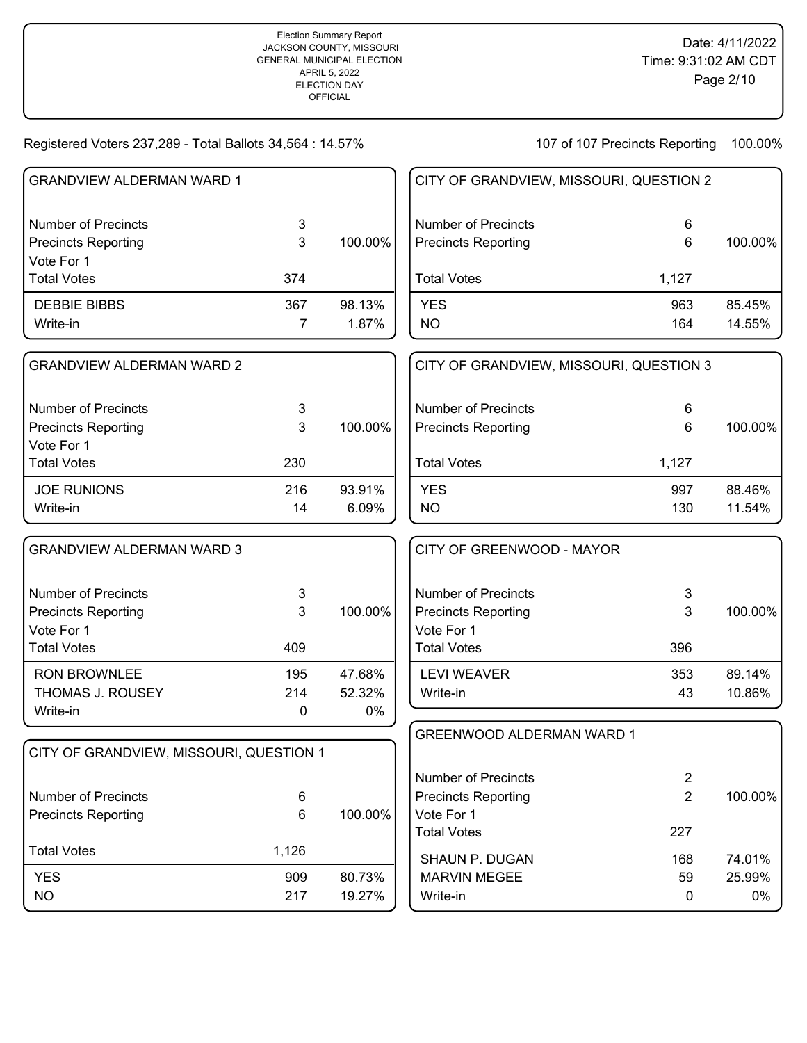Election Summary Report
JACKSON COUNTY, MISSOURI
GENERAL MUNICIPAL ELECTION
APRIL 5, 2022
ELECTION DAY
OFFICIAL

Date: 4/11/2022
Time: 9:31:02 AM CDT

Registered Voters 237,289 - Total Ballots 34,564 : 14.57%

107 of 107 Precincts Reporting 100.00%

## GRANDVIEW ALDERMAN WARD 1

| | | |
|---|---|---|
| Number of Precincts | 3 | |
| Precincts Reporting | 3 | 100.00% |
| Vote For 1 | | |
| Total Votes | 374 | |
| DEBBIE BIBBS | 367 | 98.13% |
| Write-in | 7 | 1.87% |

## GRANDVIEW ALDERMAN WARD 2

| | | |
|---|---|---|
| Number of Precincts | 3 | |
| Precincts Reporting | 3 | 100.00% |
| Vote For 1 | | |
| Total Votes | 230 | |
| JOE RUNIONS | 216 | 93.91% |
| Write-in | 14 | 6.09% |

## GRANDVIEW ALDERMAN WARD 3

| | | |
|---|---|---|
| Number of Precincts | 3 | |
| Precincts Reporting | 3 | 100.00% |
| Vote For 1 | | |
| Total Votes | 409 | |
| RON BROWNLEE | 195 | 47.68% |
| THOMAS J. ROUSEY | 214 | 52.32% |
| Write-in | 0 | 0% |

## CITY OF GRANDVIEW, MISSOURI, QUESTION 1

| | | |
|---|---|---|
| Number of Precincts | 6 | |
| Precincts Reporting | 6 | 100.00% |
| Total Votes | 1,126 | |
| YES | 909 | 80.73% |
| NO | 217 | 19.27% |

## CITY OF GRANDVIEW, MISSOURI, QUESTION 2

| | | |
|---|---|---|
| Number of Precincts | 6 | |
| Precincts Reporting | 6 | 100.00% |
| Total Votes | 1,127 | |
| YES | 963 | 85.45% |
| NO | 164 | 14.55% |

## CITY OF GRANDVIEW, MISSOURI, QUESTION 3

| | | |
|---|---|---|
| Number of Precincts | 6 | |
| Precincts Reporting | 6 | 100.00% |
| Total Votes | 1,127 | |
| YES | 997 | 88.46% |
| NO | 130 | 11.54% |

## CITY OF GREENWOOD - MAYOR

| | | |
|---|---|---|
| Number of Precincts | 3 | |
| Precincts Reporting | 3 | 100.00% |
| Vote For 1 | | |
| Total Votes | 396 | |
| LEVI WEAVER | 353 | 89.14% |
| Write-in | 43 | 10.86% |

## GREENWOOD ALDERMAN WARD 1

| | | |
|---|---|---|
| Number of Precincts | 2 | |
| Precincts Reporting | 2 | 100.00% |
| Vote For 1 | | |
| Total Votes | 227 | |
| SHAUN P. DUGAN | 168 | 74.01% |
| MARVIN MEGEE | 59 | 25.99% |
| Write-in | 0 | 0% |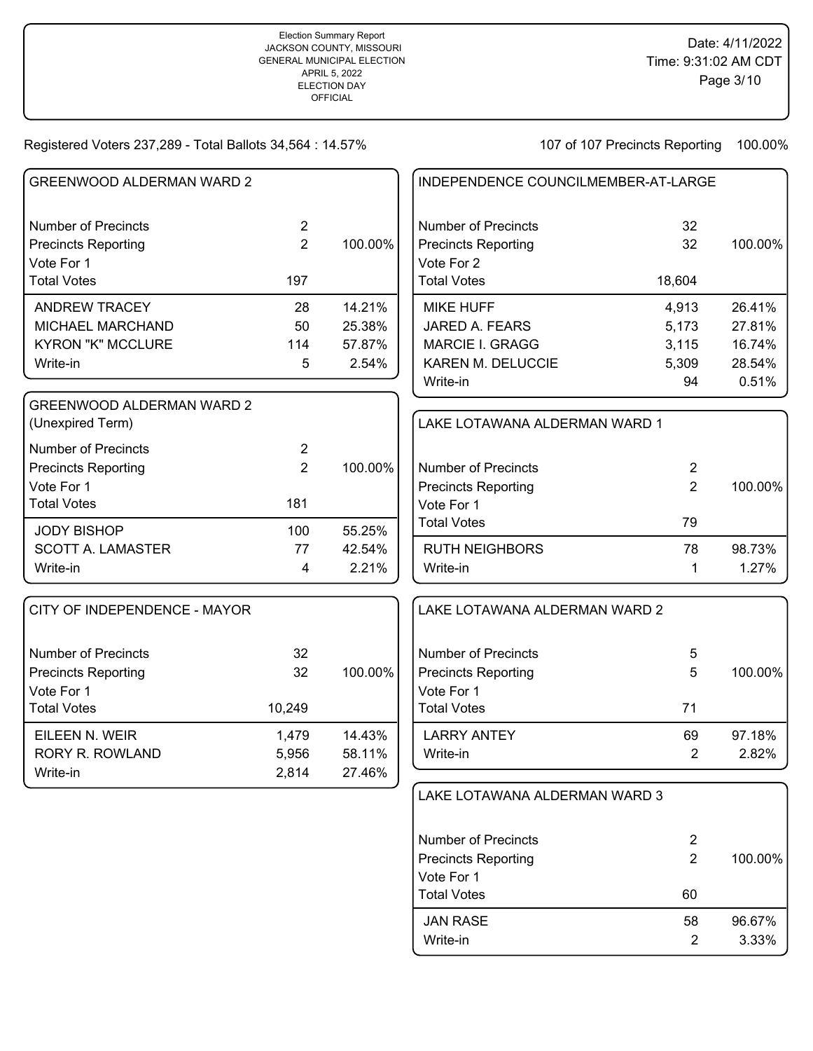Election Summary Report
JACKSON COUNTY, MISSOURI
GENERAL MUNICIPAL ELECTION
APRIL 5, 2022
ELECTION DAY
OFFICIAL

Date: 4/11/2022
Time: 9:31:02 AM CDT

Registered Voters 237,289 - Total Ballots 34,564 : 14.57%

107 of 107 Precincts Reporting 100.00%

## GREENWOOD ALDERMAN WARD 2

| | | |
|---|---|---|
| Number of Precincts | 2 | |
| Precincts Reporting | 2 | 100.00% |
| Vote For 1 | | |
| Total Votes | 197 | |
| ANDREW TRACEY | 28 | 14.21% |
| MICHAEL MARCHAND | 50 | 25.38% |
| KYRON "K" MCCLURE | 114 | 57.87% |
| Write-in | 5 | 2.54% |

## GREENWOOD ALDERMAN WARD 2 (Unexpired Term)

| | | |
|---|---|---|
| Number of Precincts | 2 | |
| Precincts Reporting | 2 | 100.00% |
| Vote For 1 | | |
| Total Votes | 181 | |
| JODY BISHOP | 100 | 55.25% |
| SCOTT A. LAMASTER | 77 | 42.54% |
| Write-in | 4 | 2.21% |

## CITY OF INDEPENDENCE - MAYOR

| | | |
|---|---|---|
| Number of Precincts | 32 | |
| Precincts Reporting | 32 | 100.00% |
| Vote For 1 | | |
| Total Votes | 10,249 | |
| EILEEN N. WEIR | 1,479 | 14.43% |
| RORY R. ROWLAND | 5,956 | 58.11% |
| Write-in | 2,814 | 27.46% |

## INDEPENDENCE COUNCILMEMBER-AT-LARGE

| | | |
|---|---|---|
| Number of Precincts | 32 | |
| Precincts Reporting | 32 | 100.00% |
| Vote For 2 | | |
| Total Votes | 18,604 | |
| MIKE HUFF | 4,913 | 26.41% |
| JARED A. FEARS | 5,173 | 27.81% |
| MARCIE I. GRAGG | 3,115 | 16.74% |
| KAREN M. DELUCCIE | 5,309 | 28.54% |
| Write-in | 94 | 0.51% |

## LAKE LOTAWANA ALDERMAN WARD 1

| | | |
|---|---|---|
| Number of Precincts | 2 | |
| Precincts Reporting | 2 | 100.00% |
| Vote For 1 | | |
| Total Votes | 79 | |
| RUTH NEIGHBORS | 78 | 98.73% |
| Write-in | 1 | 1.27% |

## LAKE LOTAWANA ALDERMAN WARD 2

| | | |
|---|---|---|
| Number of Precincts | 5 | |
| Precincts Reporting | 5 | 100.00% |
| Vote For 1 | | |
| Total Votes | 71 | |
| LARRY ANTEY | 69 | 97.18% |
| Write-in | 2 | 2.82% |

## LAKE LOTAWANA ALDERMAN WARD 3

| | | |
|---|---|---|
| Number of Precincts | 2 | |
| Precincts Reporting | 2 | 100.00% |
| Vote For 1 | | |
| Total Votes | 60 | |
| JAN RASE | 58 | 96.67% |
| Write-in | 2 | 3.33% |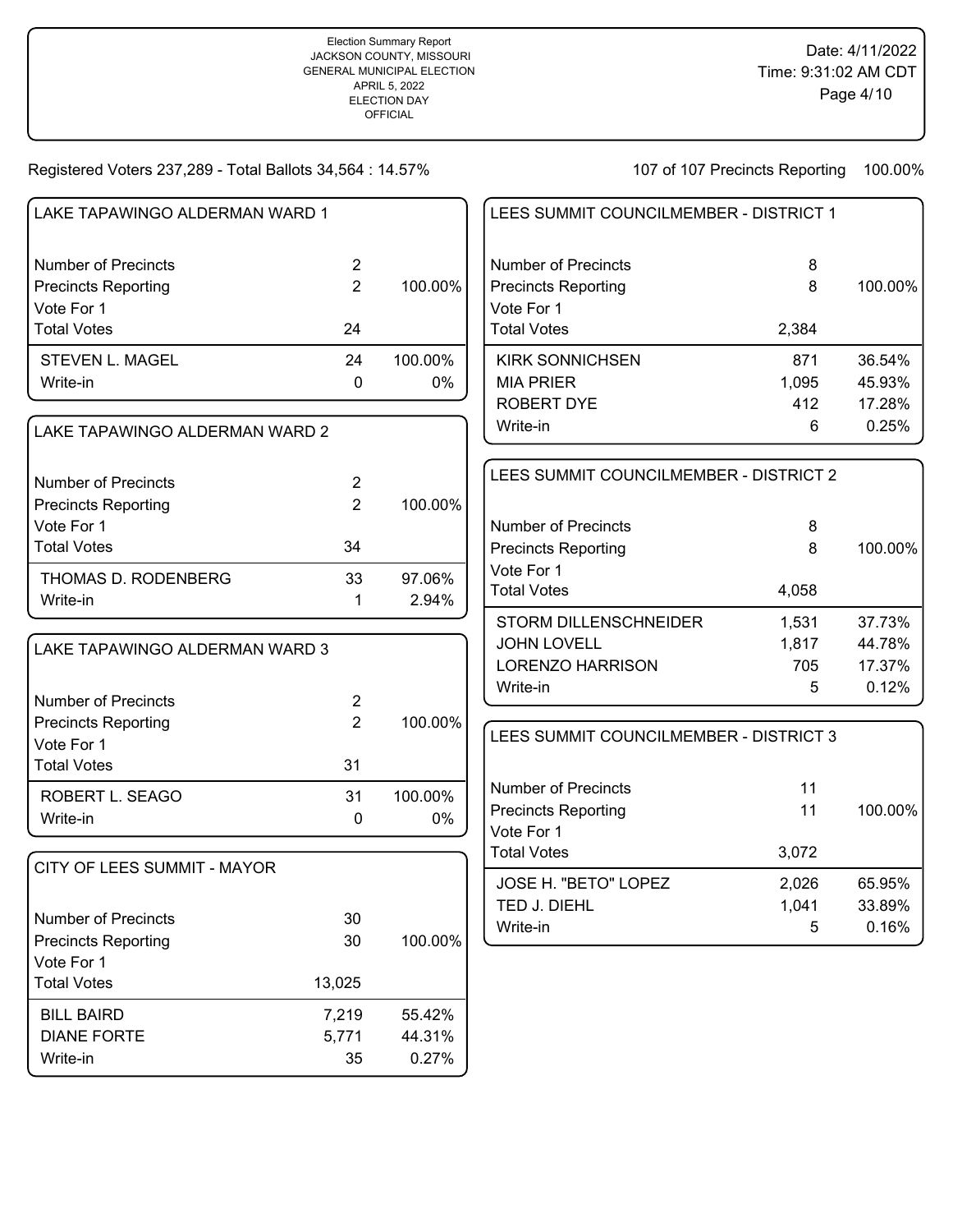Election Summary Report
JACKSON COUNTY, MISSOURI
GENERAL MUNICIPAL ELECTION
APRIL 5, 2022
ELECTION DAY
OFFICIAL

Date: 4/11/2022
Time: 9:31:02 AM CDT

Registered Voters 237,289 - Total Ballots 34,564 : 14.57%

107 of 107 Precincts Reporting 100.00%

## LAKE TAPAWINGO ALDERMAN WARD 1

| | | |
|---|---|---|
| Number of Precincts | 2 | |
| Precincts Reporting | 2 | 100.00% |
| Vote For 1 | | |
| Total Votes | 24 | |
| STEVEN L. MAGEL | 24 | 100.00% |
| Write-in | 0 | 0% |

## LAKE TAPAWINGO ALDERMAN WARD 2

| | | |
|---|---|---|
| Number of Precincts | 2 | |
| Precincts Reporting | 2 | 100.00% |
| Vote For 1 | | |
| Total Votes | 34 | |
| THOMAS D. RODENBERG | 33 | 97.06% |
| Write-in | 1 | 2.94% |

## LAKE TAPAWINGO ALDERMAN WARD 3

| | | |
|---|---|---|
| Number of Precincts | 2 | |
| Precincts Reporting | 2 | 100.00% |
| Vote For 1 | | |
| Total Votes | 31 | |
| ROBERT L. SEAGO | 31 | 100.00% |
| Write-in | 0 | 0% |

## CITY OF LEES SUMMIT - MAYOR

| | | |
|---|---|---|
| Number of Precincts | 30 | |
| Precincts Reporting | 30 | 100.00% |
| Vote For 1 | | |
| Total Votes | 13,025 | |
| BILL BAIRD | 7,219 | 55.42% |
| DIANE FORTE | 5,771 | 44.31% |
| Write-in | 35 | 0.27% |

## LEES SUMMIT COUNCILMEMBER - DISTRICT 1

| | | |
|---|---|---|
| Number of Precincts | 8 | |
| Precincts Reporting | 8 | 100.00% |
| Vote For 1 | | |
| Total Votes | 2,384 | |
| KIRK SONNICHSEN | 871 | 36.54% |
| MIA PRIER | 1,095 | 45.93% |
| ROBERT DYE | 412 | 17.28% |
| Write-in | 6 | 0.25% |

## LEES SUMMIT COUNCILMEMBER - DISTRICT 2

| | | |
|---|---|---|
| Number of Precincts | 8 | |
| Precincts Reporting | 8 | 100.00% |
| Vote For 1 | | |
| Total Votes | 4,058 | |
| STORM DILLENSCHNEIDER | 1,531 | 37.73% |
| JOHN LOVELL | 1,817 | 44.78% |
| LORENZO HARRISON | 705 | 17.37% |
| Write-in | 5 | 0.12% |

## LEES SUMMIT COUNCILMEMBER - DISTRICT 3

| | | |
|---|---|---|
| Number of Precincts | 11 | |
| Precincts Reporting | 11 | 100.00% |
| Vote For 1 | | |
| Total Votes | 3,072 | |
| JOSE H. "BETO" LOPEZ | 2,026 | 65.95% |
| TED J. DIEHL | 1,041 | 33.89% |
| Write-in | 5 | 0.16% |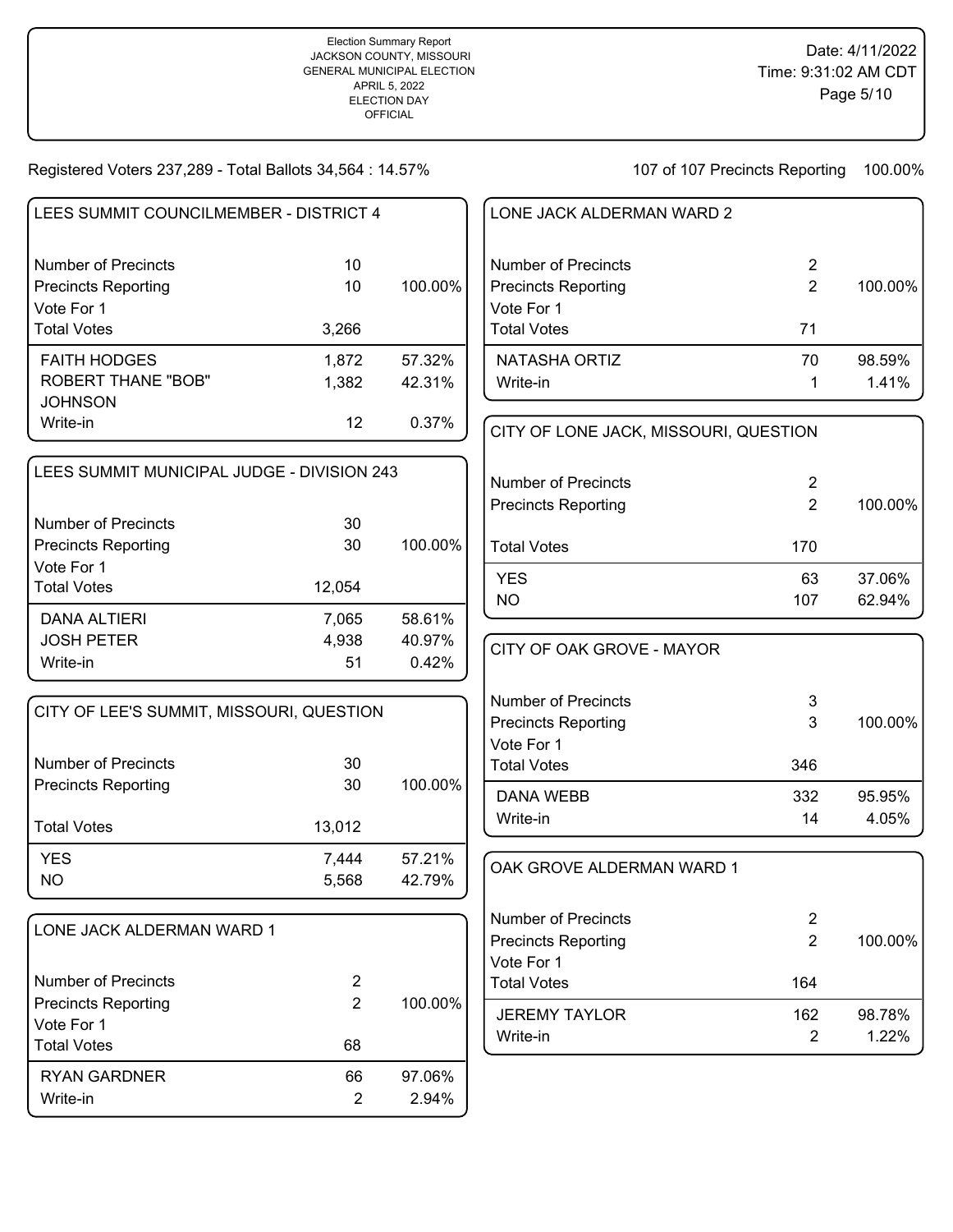Election Summary Report
JACKSON COUNTY, MISSOURI
GENERAL MUNICIPAL ELECTION
APRIL 5, 2022
ELECTION DAY
OFFICIAL

Date: 4/11/2022
Time: 9:31:02 AM CDT

Registered Voters 237,289 - Total Ballots 34,564 : 14.57%

107 of 107 Precincts Reporting 100.00%

## LEES SUMMIT COUNCILMEMBER - DISTRICT 4

| | | |
|---|---|---|
| Number of Precincts | 10 | |
| Precincts Reporting | 10 | 100.00% |
| Vote For 1 | | |
| Total Votes | 3,266 | |
| FAITH HODGES | 1,872 | 57.32% |
| ROBERT THANE "BOB" JOHNSON | 1,382 | 42.31% |
| Write-in | 12 | 0.37% |

## LEES SUMMIT MUNICIPAL JUDGE - DIVISION 243

| | | |
|---|---|---|
| Number of Precincts | 30 | |
| Precincts Reporting | 30 | 100.00% |
| Vote For 1 | | |
| Total Votes | 12,054 | |
| DANA ALTIERI | 7,065 | 58.61% |
| JOSH PETER | 4,938 | 40.97% |
| Write-in | 51 | 0.42% |

## CITY OF LEE'S SUMMIT, MISSOURI, QUESTION

| | | |
|---|---|---|
| Number of Precincts | 30 | |
| Precincts Reporting | 30 | 100.00% |
| Total Votes | 13,012 | |
| YES | 7,444 | 57.21% |
| NO | 5,568 | 42.79% |

## LONE JACK ALDERMAN WARD 1

| | | |
|---|---|---|
| Number of Precincts | 2 | |
| Precincts Reporting | 2 | 100.00% |
| Vote For 1 | | |
| Total Votes | 68 | |
| RYAN GARDNER | 66 | 97.06% |
| Write-in | 2 | 2.94% |

## LONE JACK ALDERMAN WARD 2

| | | |
|---|---|---|
| Number of Precincts | 2 | |
| Precincts Reporting | 2 | 100.00% |
| Vote For 1 | | |
| Total Votes | 71 | |
| NATASHA ORTIZ | 70 | 98.59% |
| Write-in | 1 | 1.41% |

## CITY OF LONE JACK, MISSOURI, QUESTION

| | | |
|---|---|---|
| Number of Precincts | 2 | |
| Precincts Reporting | 2 | 100.00% |
| Total Votes | 170 | |
| YES | 63 | 37.06% |
| NO | 107 | 62.94% |

## CITY OF OAK GROVE - MAYOR

| | | |
|---|---|---|
| Number of Precincts | 3 | |
| Precincts Reporting | 3 | 100.00% |
| Vote For 1 | | |
| Total Votes | 346 | |
| DANA WEBB | 332 | 95.95% |
| Write-in | 14 | 4.05% |

## OAK GROVE ALDERMAN WARD 1

| | | |
|---|---|---|
| Number of Precincts | 2 | |
| Precincts Reporting | 2 | 100.00% |
| Vote For 1 | | |
| Total Votes | 164 | |
| JEREMY TAYLOR | 162 | 98.78% |
| Write-in | 2 | 1.22% |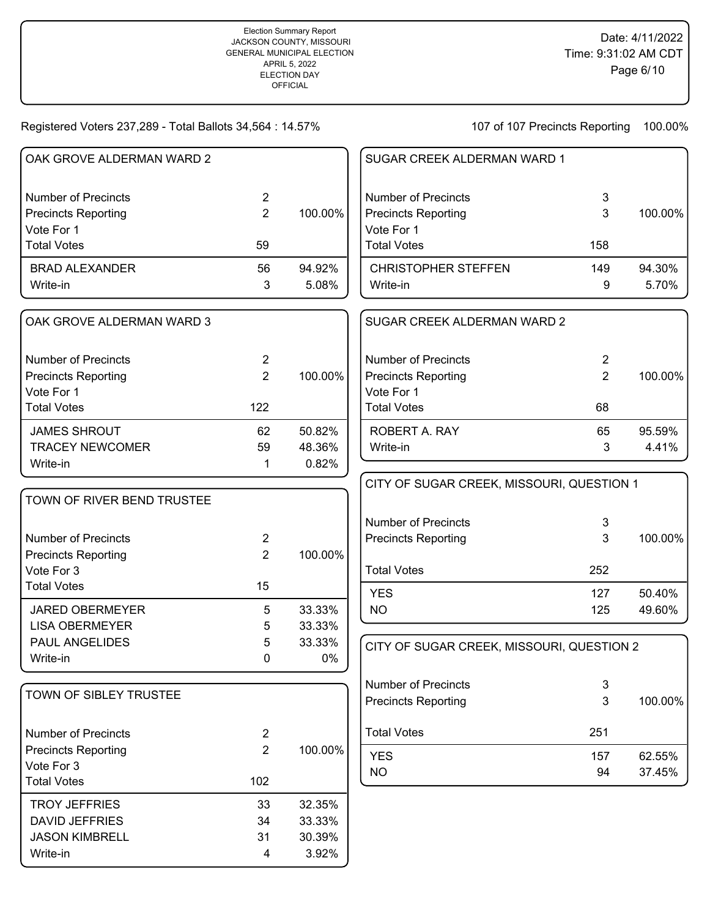Election Summary Report
JACKSON COUNTY, MISSOURI
GENERAL MUNICIPAL ELECTION
APRIL 5, 2022
ELECTION DAY
OFFICIAL

Date: 4/11/2022
Time: 9:31:02 AM CDT

Registered Voters 237,289 - Total Ballots 34,564 : 14.57%

107 of 107 Precincts Reporting 100.00%

## OAK GROVE ALDERMAN WARD 2

| | | |
|---|---|---|
| Number of Precincts | 2 | |
| Precincts Reporting | 2 | 100.00% |
| Vote For 1 | | |
| Total Votes | 59 | |
| BRAD ALEXANDER | 56 | 94.92% |
| Write-in | 3 | 5.08% |

## OAK GROVE ALDERMAN WARD 3

| | | |
|---|---|---|
| Number of Precincts | 2 | |
| Precincts Reporting | 2 | 100.00% |
| Vote For 1 | | |
| Total Votes | 122 | |
| JAMES SHROUT | 62 | 50.82% |
| TRACEY NEWCOMER | 59 | 48.36% |
| Write-in | 1 | 0.82% |

## TOWN OF RIVER BEND TRUSTEE

| | | |
|---|---|---|
| Number of Precincts | 2 | |
| Precincts Reporting | 2 | 100.00% |
| Vote For 3 | | |
| Total Votes | 15 | |
| JARED OBERMEYER | 5 | 33.33% |
| LISA OBERMEYER | 5 | 33.33% |
| PAUL ANGELIDES | 5 | 33.33% |
| Write-in | 0 | 0% |

## TOWN OF SIBLEY TRUSTEE

| | | |
|---|---|---|
| Number of Precincts | 2 | |
| Precincts Reporting | 2 | 100.00% |
| Vote For 3 | | |
| Total Votes | 102 | |
| TROY JEFFRIES | 33 | 32.35% |
| DAVID JEFFRIES | 34 | 33.33% |
| JASON KIMBRELL | 31 | 30.39% |
| Write-in | 4 | 3.92% |

## SUGAR CREEK ALDERMAN WARD 1

| | | |
|---|---|---|
| Number of Precincts | 3 | |
| Precincts Reporting | 3 | 100.00% |
| Vote For 1 | | |
| Total Votes | 158 | |
| CHRISTOPHER STEFFEN | 149 | 94.30% |
| Write-in | 9 | 5.70% |

## SUGAR CREEK ALDERMAN WARD 2

| | | |
|---|---|---|
| Number of Precincts | 2 | |
| Precincts Reporting | 2 | 100.00% |
| Vote For 1 | | |
| Total Votes | 68 | |
| ROBERT A. RAY | 65 | 95.59% |
| Write-in | 3 | 4.41% |

## CITY OF SUGAR CREEK, MISSOURI, QUESTION 1

| | | |
|---|---|---|
| Number of Precincts | 3 | |
| Precincts Reporting | 3 | 100.00% |
| Total Votes | 252 | |
| YES | 127 | 50.40% |
| NO | 125 | 49.60% |

## CITY OF SUGAR CREEK, MISSOURI, QUESTION 2

| | | |
|---|---|---|
| Number of Precincts | 3 | |
| Precincts Reporting | 3 | 100.00% |
| Total Votes | 251 | |
| YES | 157 | 62.55% |
| NO | 94 | 37.45% |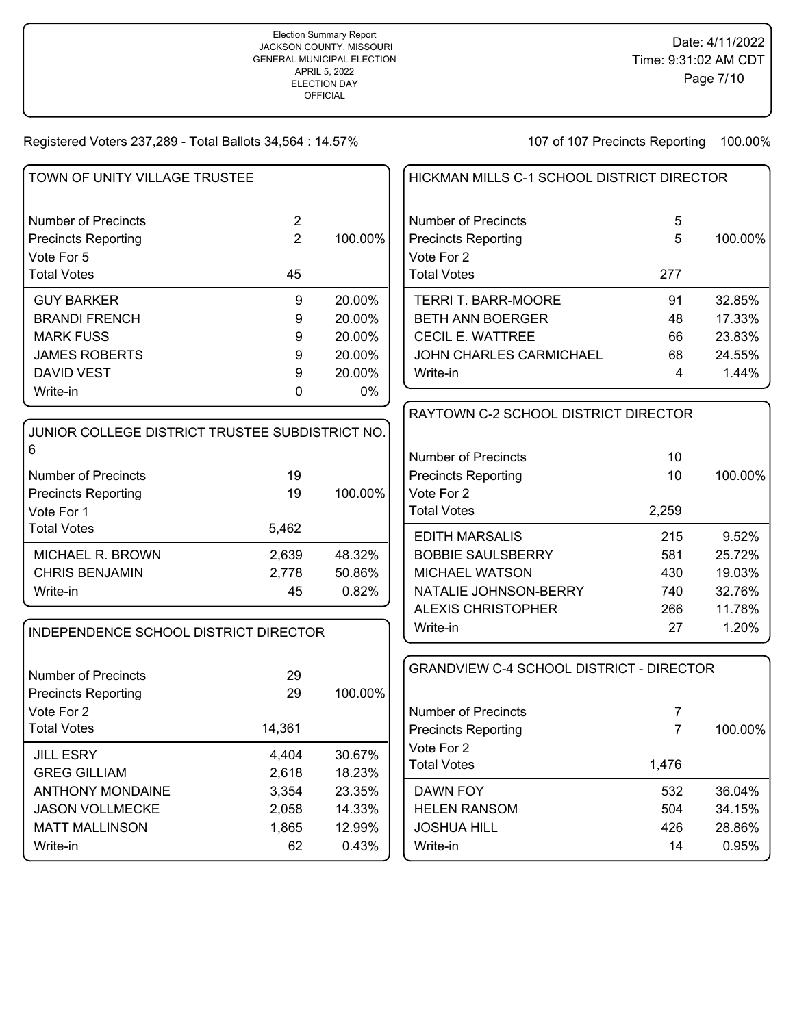Election Summary Report
JACKSON COUNTY, MISSOURI
GENERAL MUNICIPAL ELECTION
APRIL 5, 2022
ELECTION DAY
OFFICIAL

Date: 4/11/2022
Time: 9:31:02 AM CDT

Registered Voters 237,289 - Total Ballots 34,564 : 14.57%

107 of 107 Precincts Reporting 100.00%

## TOWN OF UNITY VILLAGE TRUSTEE

| | | |
|---|---|---|
| Number of Precincts | 2 | |
| Precincts Reporting | 2 | 100.00% |
| Vote For 5 | | |
| Total Votes | 45 | |
| GUY BARKER | 9 | 20.00% |
| BRANDI FRENCH | 9 | 20.00% |
| MARK FUSS | 9 | 20.00% |
| JAMES ROBERTS | 9 | 20.00% |
| DAVID VEST | 9 | 20.00% |
| Write-in | 0 | 0% |

## JUNIOR COLLEGE DISTRICT TRUSTEE SUBDISTRICT NO. 6

| | | |
|---|---|---|
| Number of Precincts | 19 | |
| Precincts Reporting | 19 | 100.00% |
| Vote For 1 | | |
| Total Votes | 5,462 | |
| MICHAEL R. BROWN | 2,639 | 48.32% |
| CHRIS BENJAMIN | 2,778 | 50.86% |
| Write-in | 45 | 0.82% |

## INDEPENDENCE SCHOOL DISTRICT DIRECTOR

| | | |
|---|---|---|
| Number of Precincts | 29 | |
| Precincts Reporting | 29 | 100.00% |
| Vote For 2 | | |
| Total Votes | 14,361 | |
| JILL ESRY | 4,404 | 30.67% |
| GREG GILLIAM | 2,618 | 18.23% |
| ANTHONY MONDAINE | 3,354 | 23.35% |
| JASON VOLLMECKE | 2,058 | 14.33% |
| MATT MALLINSON | 1,865 | 12.99% |
| Write-in | 62 | 0.43% |

## HICKMAN MILLS C-1 SCHOOL DISTRICT DIRECTOR

| | | |
|---|---|---|
| Number of Precincts | 5 | |
| Precincts Reporting | 5 | 100.00% |
| Vote For 2 | | |
| Total Votes | 277 | |
| TERRI T. BARR-MOORE | 91 | 32.85% |
| BETH ANN BOERGER | 48 | 17.33% |
| CECIL E. WATTREE | 66 | 23.83% |
| JOHN CHARLES CARMICHAEL | 68 | 24.55% |
| Write-in | 4 | 1.44% |

## RAYTOWN C-2 SCHOOL DISTRICT DIRECTOR

| | | |
|---|---|---|
| Number of Precincts | 10 | |
| Precincts Reporting | 10 | 100.00% |
| Vote For 2 | | |
| Total Votes | 2,259 | |
| EDITH MARSALIS | 215 | 9.52% |
| BOBBIE SAULSBERRY | 581 | 25.72% |
| MICHAEL WATSON | 430 | 19.03% |
| NATALIE JOHNSON-BERRY | 740 | 32.76% |
| ALEXIS CHRISTOPHER | 266 | 11.78% |
| Write-in | 27 | 1.20% |

## GRANDVIEW C-4 SCHOOL DISTRICT - DIRECTOR

| | | |
|---|---|---|
| Number of Precincts | 7 | |
| Precincts Reporting | 7 | 100.00% |
| Vote For 2 | | |
| Total Votes | 1,476 | |
| DAWN FOY | 532 | 36.04% |
| HELEN RANSOM | 504 | 34.15% |
| JOSHUA HILL | 426 | 28.86% |
| Write-in | 14 | 0.95% |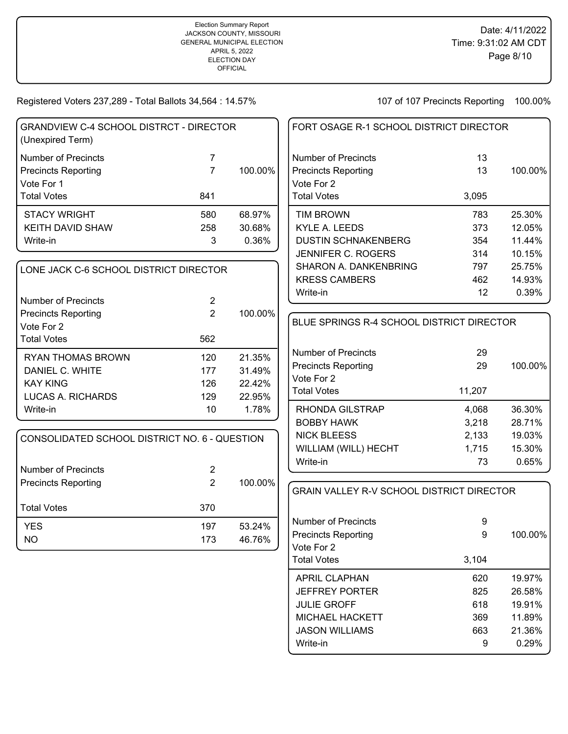Election Summary Report
JACKSON COUNTY, MISSOURI
GENERAL MUNICIPAL ELECTION
APRIL 5, 2022
ELECTION DAY
OFFICIAL

Date: 4/11/2022
Time: 9:31:02 AM CDT

Registered Voters 237,289 - Total Ballots 34,564 : 14.57%

107 of 107 Precincts Reporting 100.00%

## GRANDVIEW C-4 SCHOOL DISTRCT - DIRECTOR (Unexpired Term)

| | | |
|---|---|---|
| Number of Precincts | 7 | |
| Precincts Reporting | 7 | 100.00% |
| Vote For 1 | | |
| Total Votes | 841 | |
| STACY WRIGHT | 580 | 68.97% |
| KEITH DAVID SHAW | 258 | 30.68% |
| Write-in | 3 | 0.36% |

## LONE JACK C-6 SCHOOL DISTRICT DIRECTOR

| | | |
|---|---|---|
| Number of Precincts | 2 | |
| Precincts Reporting | 2 | 100.00% |
| Vote For 2 | | |
| Total Votes | 562 | |
| RYAN THOMAS BROWN | 120 | 21.35% |
| DANIEL C. WHITE | 177 | 31.49% |
| KAY KING | 126 | 22.42% |
| LUCAS A. RICHARDS | 129 | 22.95% |
| Write-in | 10 | 1.78% |

## CONSOLIDATED SCHOOL DISTRICT NO. 6 - QUESTION

| | | |
|---|---|---|
| Number of Precincts | 2 | |
| Precincts Reporting | 2 | 100.00% |
| Total Votes | 370 | |
| YES | 197 | 53.24% |
| NO | 173 | 46.76% |

## FORT OSAGE R-1 SCHOOL DISTRICT DIRECTOR

| | | |
|---|---|---|
| Number of Precincts | 13 | |
| Precincts Reporting | 13 | 100.00% |
| Vote For 2 | | |
| Total Votes | 3,095 | |
| TIM BROWN | 783 | 25.30% |
| KYLE A. LEEDS | 373 | 12.05% |
| DUSTIN SCHNAKENBERG | 354 | 11.44% |
| JENNIFER C. ROGERS | 314 | 10.15% |
| SHARON A. DANKENBRING | 797 | 25.75% |
| KRESS CAMBERS | 462 | 14.93% |
| Write-in | 12 | 0.39% |

## BLUE SPRINGS R-4 SCHOOL DISTRICT DIRECTOR

| | | |
|---|---|---|
| Number of Precincts | 29 | |
| Precincts Reporting | 29 | 100.00% |
| Vote For 2 | | |
| Total Votes | 11,207 | |
| RHONDA GILSTRAP | 4,068 | 36.30% |
| BOBBY HAWK | 3,218 | 28.71% |
| NICK BLEESS | 2,133 | 19.03% |
| WILLIAM (WILL) HECHT | 1,715 | 15.30% |
| Write-in | 73 | 0.65% |

## GRAIN VALLEY R-V SCHOOL DISTRICT DIRECTOR

| | | |
|---|---|---|
| Number of Precincts | 9 | |
| Precincts Reporting | 9 | 100.00% |
| Vote For 2 | | |
| Total Votes | 3,104 | |
| APRIL CLAPHAN | 620 | 19.97% |
| JEFFREY PORTER | 825 | 26.58% |
| JULIE GROFF | 618 | 19.91% |
| MICHAEL HACKETT | 369 | 11.89% |
| JASON WILLIAMS | 663 | 21.36% |
| Write-in | 9 | 0.29% |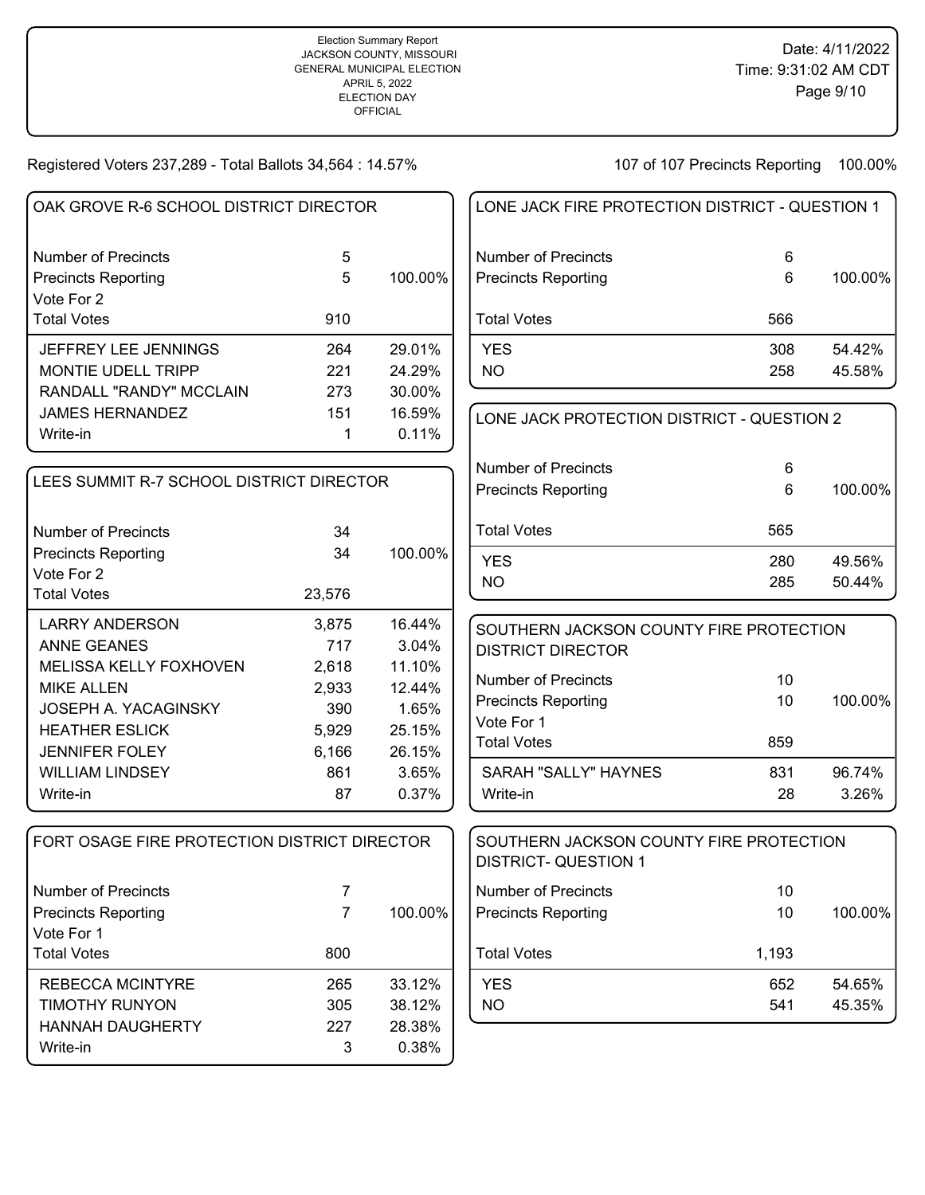Registered Voters 237,289 - Total Ballots 34,564 : 14.57%

107 of 107 Precincts Reporting 100.00%

## OAK GROVE R-6 SCHOOL DISTRICT DIRECTOR

| | | |
|---|---|---|
| Number of Precincts | 5 | |
| Precincts Reporting | 5 | 100.00% |
| Vote For 2 | | |
| Total Votes | 910 | |
| JEFFREY LEE JENNINGS | 264 | 29.01% |
| MONTIE UDELL TRIPP | 221 | 24.29% |
| RANDALL "RANDY" MCCLAIN | 273 | 30.00% |
| JAMES HERNANDEZ | 151 | 16.59% |
| Write-in | 1 | 0.11% |

## LEES SUMMIT R-7 SCHOOL DISTRICT DIRECTOR

| | | |
|---|---|---|
| Number of Precincts | 34 | |
| Precincts Reporting | 34 | 100.00% |
| Vote For 2 | | |
| Total Votes | 23,576 | |
| LARRY ANDERSON | 3,875 | 16.44% |
| ANNE GEANES | 717 | 3.04% |
| MELISSA KELLY FOXHOVEN | 2,618 | 11.10% |
| MIKE ALLEN | 2,933 | 12.44% |
| JOSEPH A. YACAGINSKY | 390 | 1.65% |
| HEATHER ESLICK | 5,929 | 25.15% |
| JENNIFER FOLEY | 6,166 | 26.15% |
| WILLIAM LINDSEY | 861 | 3.65% |
| Write-in | 87 | 0.37% |

## FORT OSAGE FIRE PROTECTION DISTRICT DIRECTOR

| | | |
|---|---|---|
| Number of Precincts | 7 | |
| Precincts Reporting | 7 | 100.00% |
| Vote For 1 | | |
| Total Votes | 800 | |
| REBECCA MCINTYRE | 265 | 33.12% |
| TIMOTHY RUNYON | 305 | 38.12% |
| HANNAH DAUGHERTY | 227 | 28.38% |
| Write-in | 3 | 0.38% |

## LONE JACK FIRE PROTECTION DISTRICT - QUESTION 1

| | | |
|---|---|---|
| Number of Precincts | 6 | |
| Precincts Reporting | 6 | 100.00% |
| Total Votes | 566 | |
| YES | 308 | 54.42% |
| NO | 258 | 45.58% |

## LONE JACK PROTECTION DISTRICT - QUESTION 2

| | | |
|---|---|---|
| Number of Precincts | 6 | |
| Precincts Reporting | 6 | 100.00% |
| Total Votes | 565 | |
| YES | 280 | 49.56% |
| NO | 285 | 50.44% |

## SOUTHERN JACKSON COUNTY FIRE PROTECTION DISTRICT DIRECTOR

| | | |
|---|---|---|
| Number of Precincts | 10 | |
| Precincts Reporting | 10 | 100.00% |
| Vote For 1 | | |
| Total Votes | 859 | |
| SARAH "SALLY" HAYNES | 831 | 96.74% |
| Write-in | 28 | 3.26% |

## SOUTHERN JACKSON COUNTY FIRE PROTECTION DISTRICT- QUESTION 1

| | | |
|---|---|---|
| Number of Precincts | 10 | |
| Precincts Reporting | 10 | 100.00% |
| Total Votes | 1,193 | |
| YES | 652 | 54.65% |
| NO | 541 | 45.35% |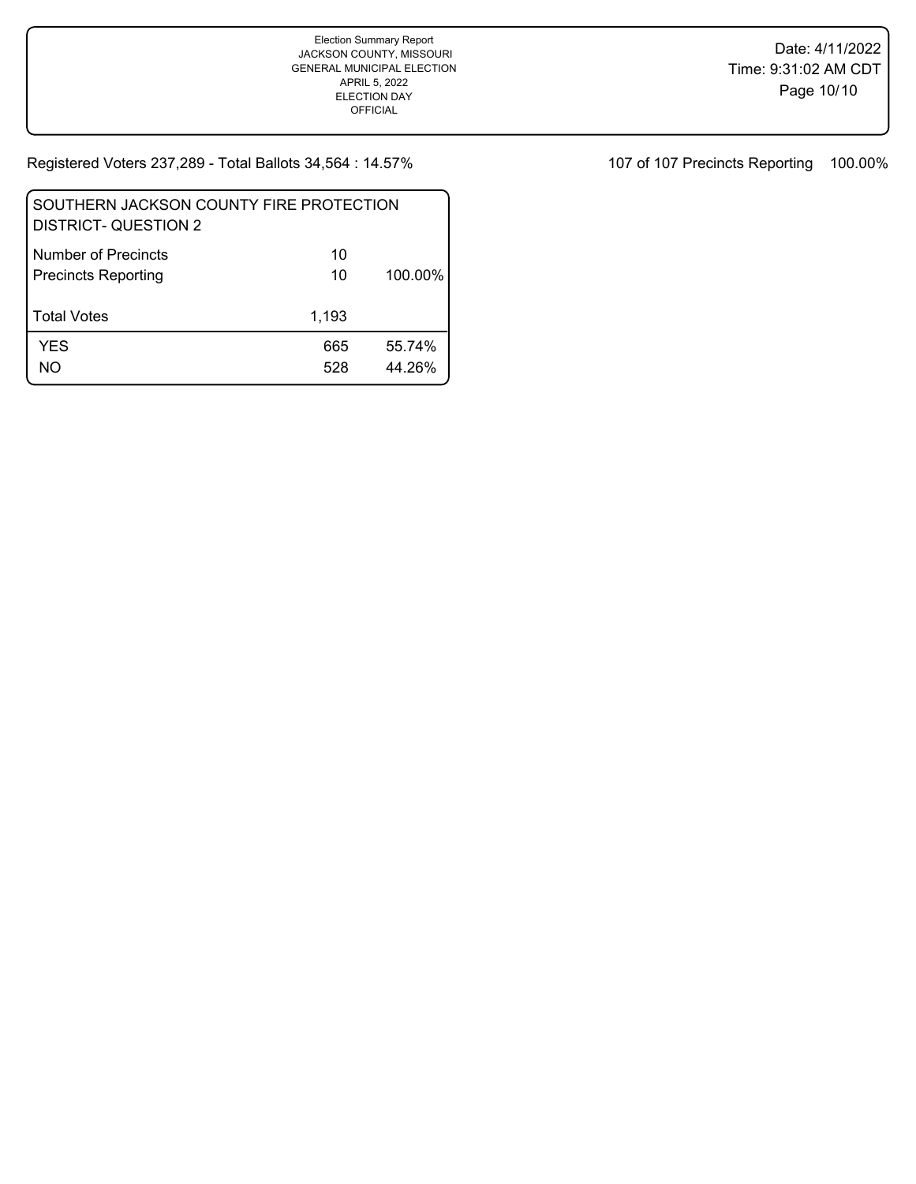Registered Voters 237,289 - Total Ballots 34,564 : 14.57%

107 of 107 Precincts Reporting 100.00%

| SOUTHERN JACKSON COUNTY FIRE PROTECTION DISTRICT- QUESTION 2 | | |
|---|---|---|
| Number of Precincts | 10 | |
| Precincts Reporting | 10 | 100.00% |
| Total Votes | 1,193 | |
| YES | 665 | 55.74% |
| NO | 528 | 44.26% |